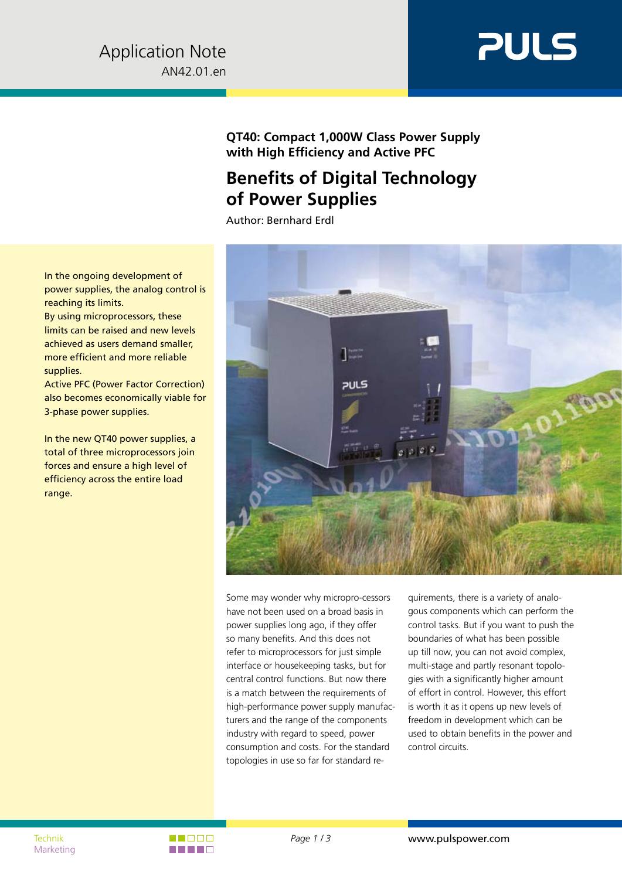Application Note
AN42.01.en

**QT40: Compact 1,000W Class Power Supply with High Efficiency and Active PFC**

# Benefits of Digital Technology of Power Supplies

Author: Bernhard Erdl

In the ongoing development of power supplies, the analog control is reaching its limits.
By using microprocessors, these limits can be raised and new levels achieved as users demand smaller, more efficient and more reliable supplies.
Active PFC (Power Factor Correction) also becomes economically viable for 3-phase power supplies.

In the new QT40 power supplies, a total of three microprocessors join forces and ensure a high level of efficiency across the entire load range.

Some may wonder why micropro-cessors have not been used on a broad basis in power supplies long ago, if they offer so many benefits. And this does not refer to microprocessors for just simple interface or housekeeping tasks, but for central control functions. But now there is a match between the requirements of high-performance power supply manufac-turers and the range of the components industry with regard to speed, power consumption and costs. For the standard topologies in use so far for standard re-quirements, there is a variety of analo-gous components which can perform the control tasks. But if you want to push the boundaries of what has been possible up till now, you can not avoid complex, multi-stage and partly resonant topolo-gies with a significantly higher amount of effort in control. However, this effort is worth it as it opens up new levels of freedom in development which can be used to obtain benefits in the power and control circuits.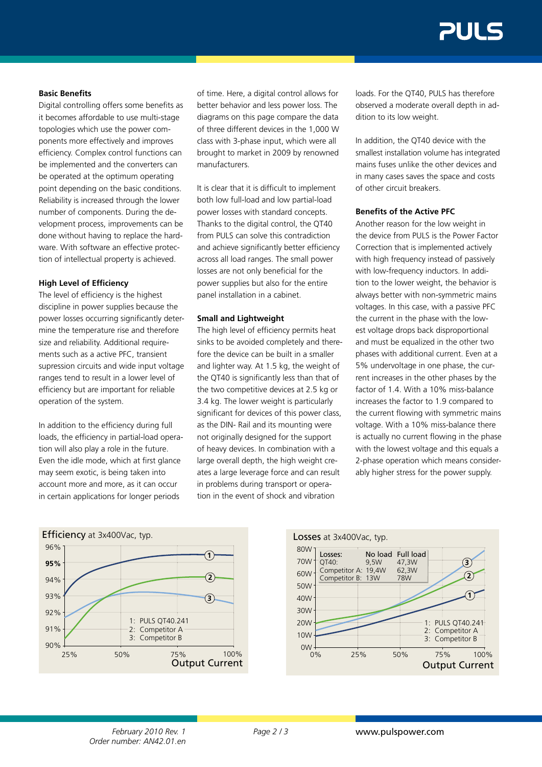### Basic Benefits

Digital controlling offers some benefits as it becomes affordable to use multi-stage topologies which use the power components more effectively and improves efficiency. Complex control functions can be implemented and the converters can be operated at the optimum operating point depending on the basic conditions. Reliability is increased through the lower number of components. During the development process, improvements can be done without having to replace the hardware. With software an effective protection of intellectual property is achieved.

### High Level of Efficiency

The level of efficiency is the highest discipline in power supplies because the power losses occurring significantly determine the temperature rise and therefore size and reliability. Additional requirements such as a active PFC, transient supression circuits and wide input voltage ranges tend to result in a lower level of efficiency but are important for reliable operation of the system.

In addition to the efficiency during full loads, the efficiency in partial-load operation will also play a role in the future. Even the idle mode, which at first glance may seem exotic, is being taken into account more and more, as it can occur in certain applications for longer periods of time. Here, a digital control allows for better behavior and less power loss. The diagrams on this page compare the data of three different devices in the 1,000 W class with 3-phase input, which were all brought to market in 2009 by renowned manufacturers.

It is clear that it is difficult to implement both low full-load and low partial-load power losses with standard concepts. Thanks to the digital control, the QT40 from PULS can solve this contradiction and achieve significantly better efficiency across all load ranges. The small power losses are not only beneficial for the power supplies but also for the entire panel installation in a cabinet.

### Small and Lightweight

The high level of efficiency permits heat sinks to be avoided completely and therefore the device can be built in a smaller and lighter way. At 1.5 kg, the weight of the QT40 is significantly less than that of the two competitive devices at 2.5 kg or 3.4 kg. The lower weight is particularly significant for devices of this power class, as the DIN- Rail and its mounting were not originally designed for the support of heavy devices. In combination with a large overall depth, the high weight creates a large leverage force and can result in problems during transport or operation in the event of shock and vibration loads. For the QT40, PULS has therefore observed a moderate overall depth in addition to its low weight.

In addition, the QT40 device with the smallest installation volume has integrated mains fuses unlike the other devices and in many cases saves the space and costs of other circuit breakers.

### Benefits of the Active PFC

Another reason for the low weight in the device from PULS is the Power Factor Correction that is implemented actively with high frequency instead of passively with low-frequency inductors. In addition to the lower weight, the behavior is always better with non-symmetric mains voltages. In this case, with a passive PFC the current in the phase with the lowest voltage drops back disproportional and must be equalized in the other two phases with additional current. Even at a 5% undervoltage in one phase, the current increases in the other phases by the factor of 1.4. With a 10% miss-balance increases the factor to 1.9 compared to the current flowing with symmetric mains voltage. With a 10% miss-balance there is actually no current flowing in the phase with the lowest voltage and this equals a 2-phase operation which means considerably higher stress for the power supply.

**Efficiency** at 3x400Vac, typ.

1: PULS QT40.241
2: Competitor A
3: Competitor B

**Losses** at 3x400Vac, typ.

| Losses: | No load | Full load |
|---|---|---|
| QT40: | 9,5W | 47,3W |
| Competitor A: | 19,4W | 62,3W |
| Competitor B: | 13W | 78W |

1: PULS QT40.241
2: Competitor A
3: Competitor B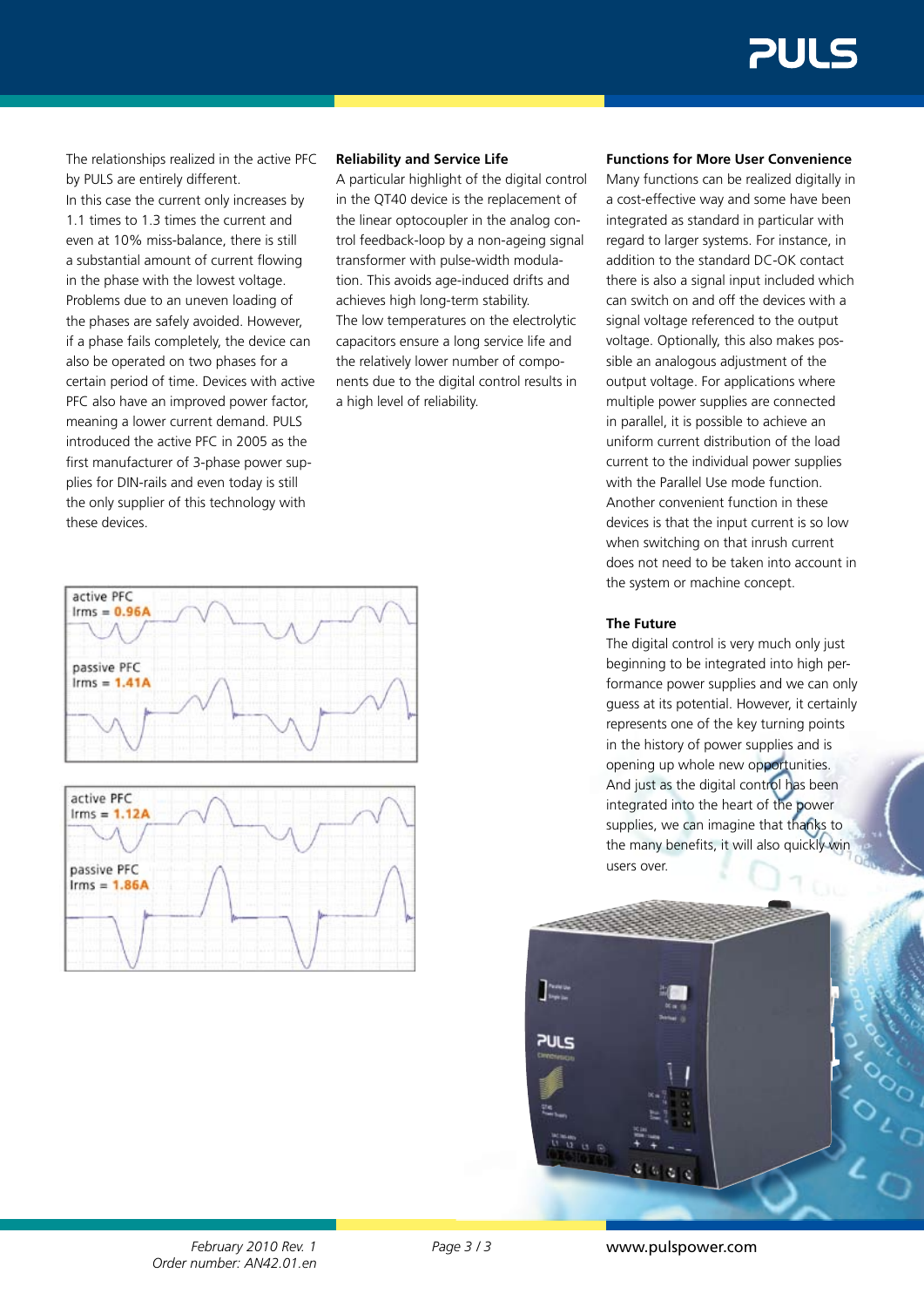The relationships realized in the active PFC by PULS are entirely different. In this case the current only increases by 1.1 times to 1.3 times the current and even at 10% miss-balance, there is still a substantial amount of current flowing in the phase with the lowest voltage. Problems due to an uneven loading of the phases are safely avoided. However, if a phase fails completely, the device can also be operated on two phases for a certain period of time. Devices with active PFC also have an improved power factor, meaning a lower current demand. PULS introduced the active PFC in 2005 as the first manufacturer of 3-phase power supplies for DIN-rails and even today is still the only supplier of this technology with these devices.

active PFC
Irms = 0.96A
passive PFC
Irms = 1.41A

active PFC
Irms = 1.12A
passive PFC
Irms = 1.86A

**Reliability and Service Life**

A particular highlight of the digital control in the QT40 device is the replacement of the linear optocoupler in the analog control feedback-loop by a non-ageing signal transformer with pulse-width modulation. This avoids age-induced drifts and achieves high long-term stability. The low temperatures on the electrolytic capacitors ensure a long service life and the relatively lower number of components due to the digital control results in a high level of reliability.

**Functions for More User Convenience**

Many functions can be realized digitally in a cost-effective way and some have been integrated as standard in particular with regard to larger systems. For instance, in addition to the standard DC-OK contact there is also a signal input included which can switch on and off the devices with a signal voltage referenced to the output voltage. Optionally, this also makes possible an analogous adjustment of the output voltage. For applications where multiple power supplies are connected in parallel, it is possible to achieve an uniform current distribution of the load current to the individual power supplies with the Parallel Use mode function. Another convenient function in these devices is that the input current is so low when switching on that inrush current does not need to be taken into account in the system or machine concept.

**The Future**

The digital control is very much only just beginning to be integrated into high performance power supplies and we can only guess at its potential. However, it certainly represents one of the key turning points in the history of power supplies and is opening up whole new opportunities. And just as the digital control has been integrated into the heart of the power supplies, we can imagine that thanks to the many benefits, it will also quickly win users over.

February 2010 Rev. 1
Order number: AN42.01.en

www.pulspower.com